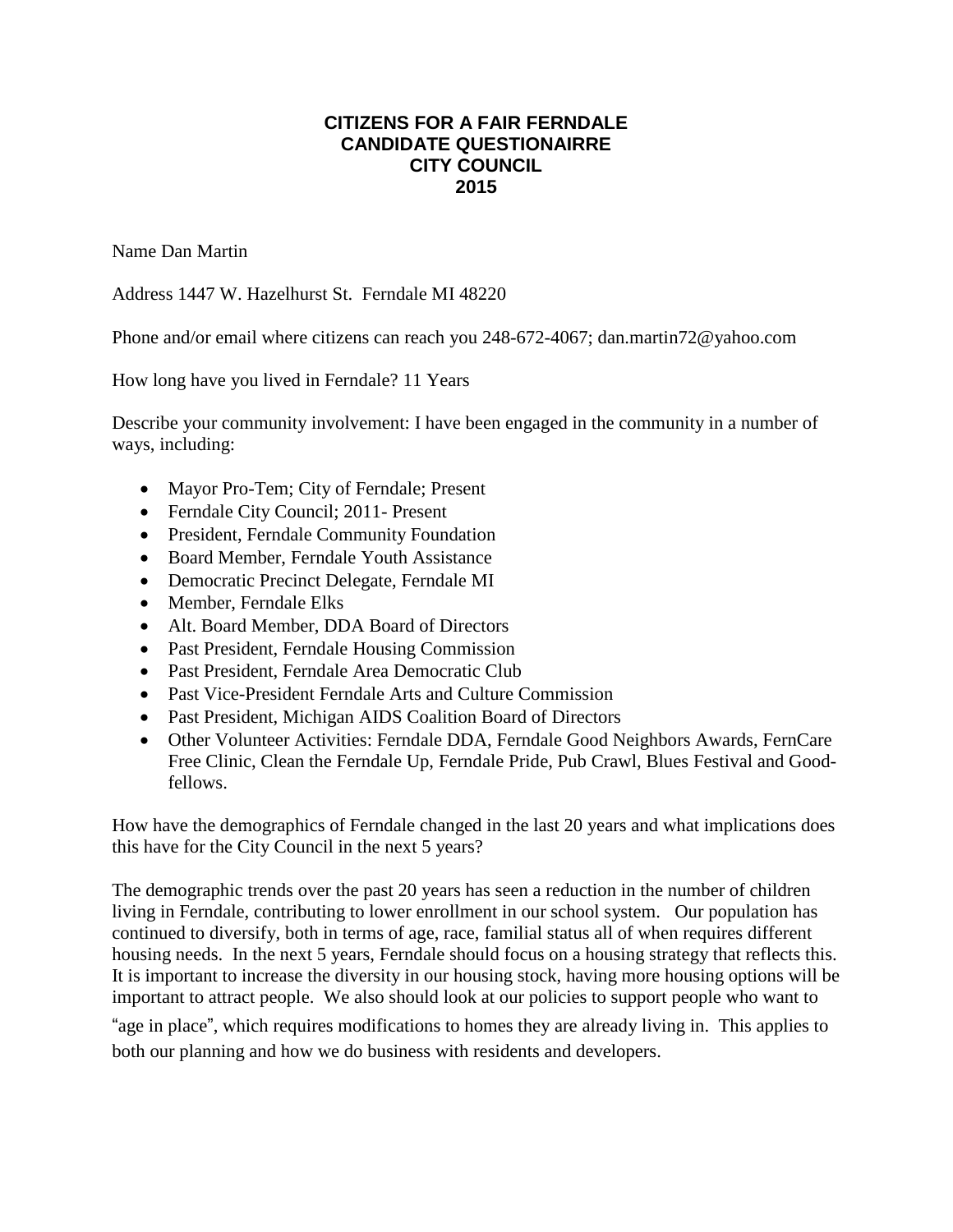# CITIZENS FOR A FAIR FERNDALE
# CANDIDATE QUESTIONAIRRE
# CITY COUNCIL
# 2015

Name Dan Martin

Address 1447 W. Hazelhurst St. Ferndale MI 48220

Phone and/or email where citizens can reach you 248-672-4067; dan.martin72@yahoo.com

How long have you lived in Ferndale? 11 Years

Describe your community involvement: I have been engaged in the community in a number of ways, including:

- Mayor Pro-Tem; City of Ferndale; Present
- Ferndale City Council; 2011- Present
- President, Ferndale Community Foundation
- Board Member, Ferndale Youth Assistance
- Democratic Precinct Delegate, Ferndale MI
- Member, Ferndale Elks
- Alt. Board Member, DDA Board of Directors
- Past President, Ferndale Housing Commission
- Past President, Ferndale Area Democratic Club
- Past Vice-President Ferndale Arts and Culture Commission
- Past President, Michigan AIDS Coalition Board of Directors
- Other Volunteer Activities: Ferndale DDA, Ferndale Good Neighbors Awards, FernCare Free Clinic, Clean the Ferndale Up, Ferndale Pride, Pub Crawl, Blues Festival and Good-fellows.

How have the demographics of Ferndale changed in the last 20 years and what implications does this have for the City Council in the next 5 years?

The demographic trends over the past 20 years has seen a reduction in the number of children living in Ferndale, contributing to lower enrollment in our school system. Our population has continued to diversify, both in terms of age, race, familial status all of when requires different housing needs. In the next 5 years, Ferndale should focus on a housing strategy that reflects this. It is important to increase the diversity in our housing stock, having more housing options will be important to attract people. We also should look at our policies to support people who want to "age in place", which requires modifications to homes they are already living in. This applies to both our planning and how we do business with residents and developers.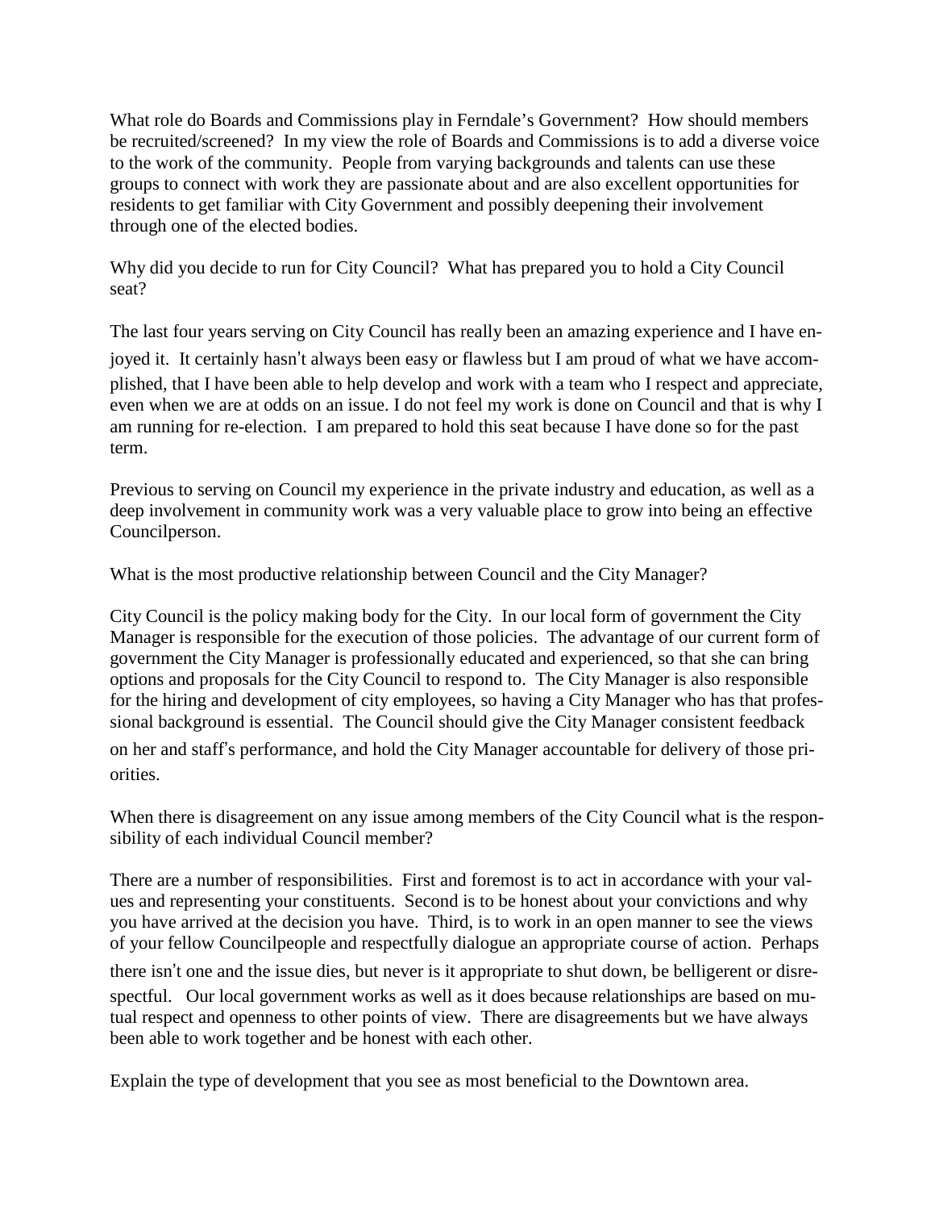What role do Boards and Commissions play in Ferndale's Government? How should members be recruited/screened? In my view the role of Boards and Commissions is to add a diverse voice to the work of the community. People from varying backgrounds and talents can use these groups to connect with work they are passionate about and are also excellent opportunities for residents to get familiar with City Government and possibly deepening their involvement through one of the elected bodies.

Why did you decide to run for City Council? What has prepared you to hold a City Council seat?

The last four years serving on City Council has really been an amazing experience and I have enjoyed it. It certainly hasn't always been easy or flawless but I am proud of what we have accomplished, that I have been able to help develop and work with a team who I respect and appreciate, even when we are at odds on an issue. I do not feel my work is done on Council and that is why I am running for re-election. I am prepared to hold this seat because I have done so for the past term.

Previous to serving on Council my experience in the private industry and education, as well as a deep involvement in community work was a very valuable place to grow into being an effective Councilperson.

What is the most productive relationship between Council and the City Manager?

City Council is the policy making body for the City. In our local form of government the City Manager is responsible for the execution of those policies. The advantage of our current form of government the City Manager is professionally educated and experienced, so that she can bring options and proposals for the City Council to respond to. The City Manager is also responsible for the hiring and development of city employees, so having a City Manager who has that professional background is essential. The Council should give the City Manager consistent feedback on her and staff's performance, and hold the City Manager accountable for delivery of those priorities.

When there is disagreement on any issue among members of the City Council what is the responsibility of each individual Council member?

There are a number of responsibilities. First and foremost is to act in accordance with your values and representing your constituents. Second is to be honest about your convictions and why you have arrived at the decision you have. Third, is to work in an open manner to see the views of your fellow Councilpeople and respectfully dialogue an appropriate course of action. Perhaps there isn't one and the issue dies, but never is it appropriate to shut down, be belligerent or disrespectful. Our local government works as well as it does because relationships are based on mutual respect and openness to other points of view. There are disagreements but we have always been able to work together and be honest with each other.

Explain the type of development that you see as most beneficial to the Downtown area.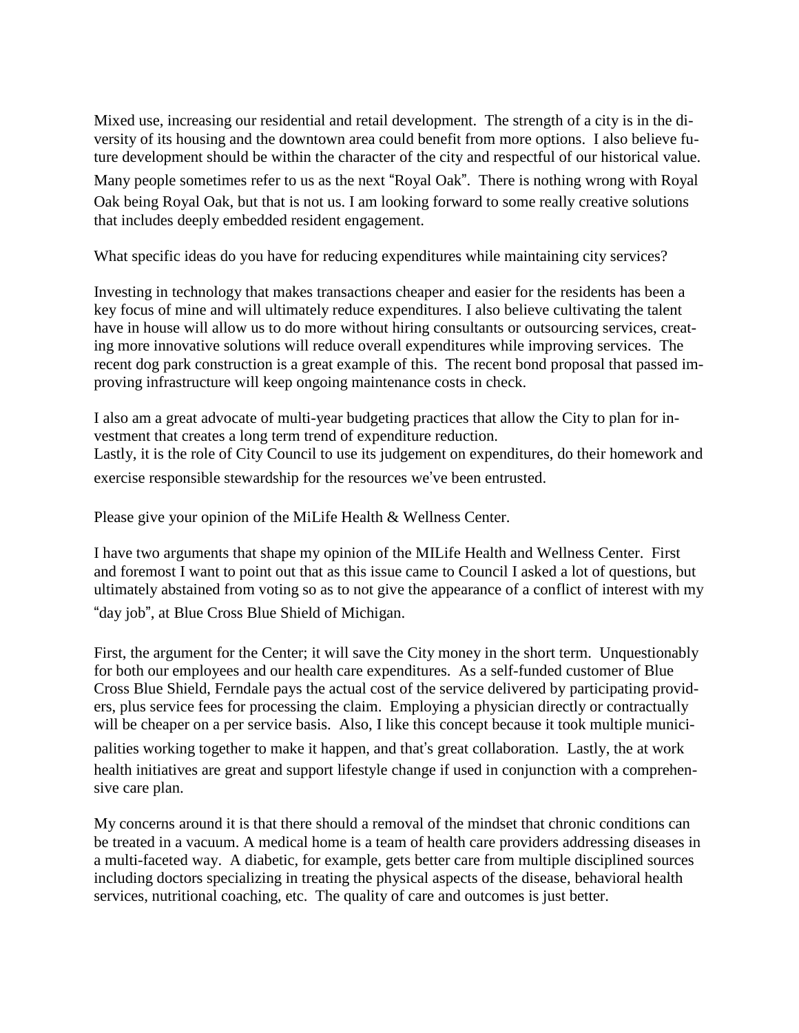Mixed use, increasing our residential and retail development. The strength of a city is in the diversity of its housing and the downtown area could benefit from more options. I also believe future development should be within the character of the city and respectful of our historical value. Many people sometimes refer to us as the next "Royal Oak". There is nothing wrong with Royal Oak being Royal Oak, but that is not us. I am looking forward to some really creative solutions that includes deeply embedded resident engagement.

What specific ideas do you have for reducing expenditures while maintaining city services?

Investing in technology that makes transactions cheaper and easier for the residents has been a key focus of mine and will ultimately reduce expenditures. I also believe cultivating the talent have in house will allow us to do more without hiring consultants or outsourcing services, creating more innovative solutions will reduce overall expenditures while improving services. The recent dog park construction is a great example of this. The recent bond proposal that passed improving infrastructure will keep ongoing maintenance costs in check.

I also am a great advocate of multi-year budgeting practices that allow the City to plan for investment that creates a long term trend of expenditure reduction.
Lastly, it is the role of City Council to use its judgement on expenditures, do their homework and exercise responsible stewardship for the resources we've been entrusted.

Please give your opinion of the MiLife Health & Wellness Center.

I have two arguments that shape my opinion of the MILife Health and Wellness Center. First and foremost I want to point out that as this issue came to Council I asked a lot of questions, but ultimately abstained from voting so as to not give the appearance of a conflict of interest with my "day job", at Blue Cross Blue Shield of Michigan.

First, the argument for the Center; it will save the City money in the short term. Unquestionably for both our employees and our health care expenditures. As a self-funded customer of Blue Cross Blue Shield, Ferndale pays the actual cost of the service delivered by participating providers, plus service fees for processing the claim. Employing a physician directly or contractually will be cheaper on a per service basis. Also, I like this concept because it took multiple municipalities working together to make it happen, and that's great collaboration. Lastly, the at work health initiatives are great and support lifestyle change if used in conjunction with a comprehensive care plan.

My concerns around it is that there should a removal of the mindset that chronic conditions can be treated in a vacuum. A medical home is a team of health care providers addressing diseases in a multi-faceted way. A diabetic, for example, gets better care from multiple disciplined sources including doctors specializing in treating the physical aspects of the disease, behavioral health services, nutritional coaching, etc. The quality of care and outcomes is just better.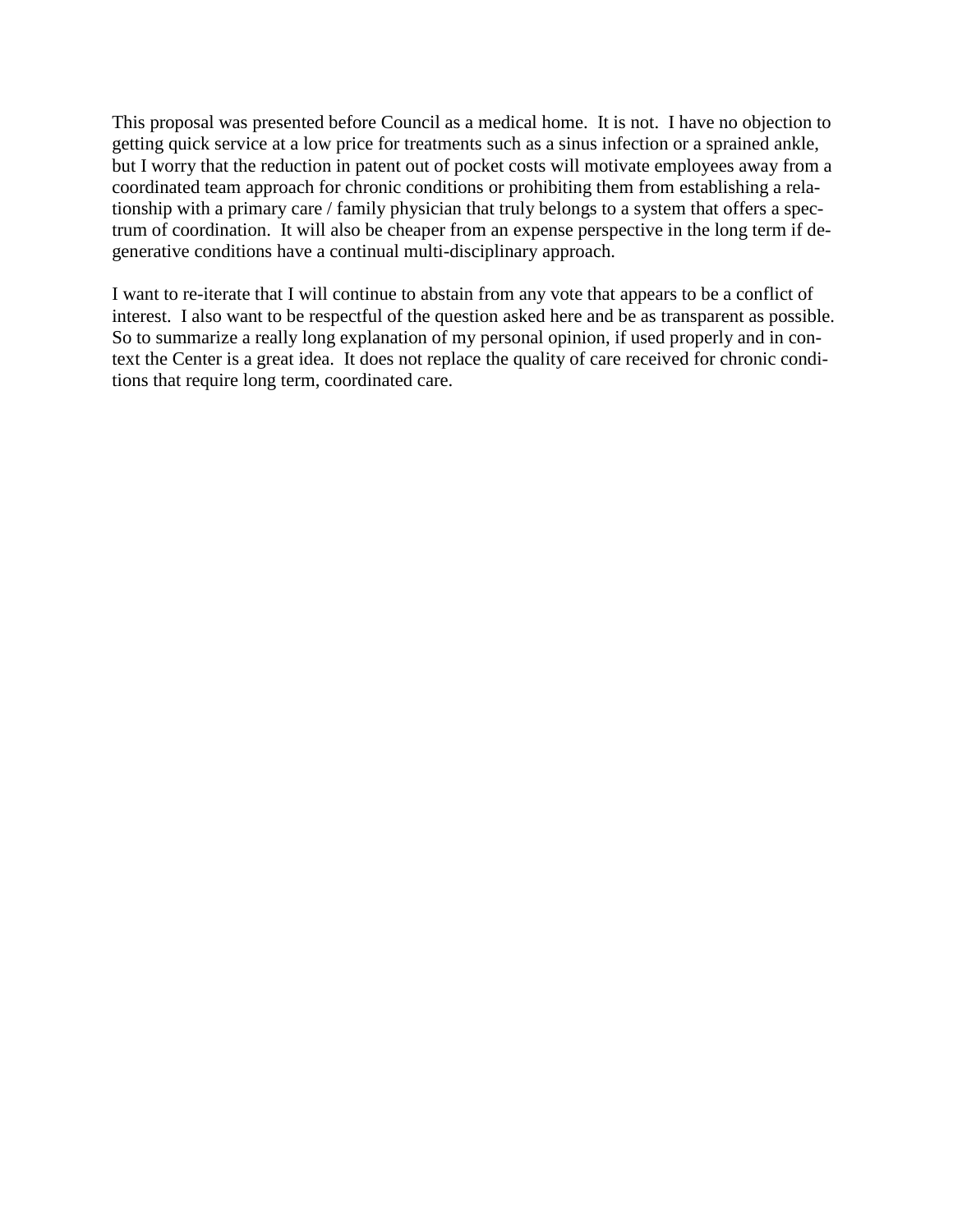This proposal was presented before Council as a medical home. It is not. I have no objection to getting quick service at a low price for treatments such as a sinus infection or a sprained ankle, but I worry that the reduction in patent out of pocket costs will motivate employees away from a coordinated team approach for chronic conditions or prohibiting them from establishing a relationship with a primary care / family physician that truly belongs to a system that offers a spectrum of coordination. It will also be cheaper from an expense perspective in the long term if degenerative conditions have a continual multi-disciplinary approach.

I want to re-iterate that I will continue to abstain from any vote that appears to be a conflict of interest. I also want to be respectful of the question asked here and be as transparent as possible. So to summarize a really long explanation of my personal opinion, if used properly and in context the Center is a great idea. It does not replace the quality of care received for chronic conditions that require long term, coordinated care.